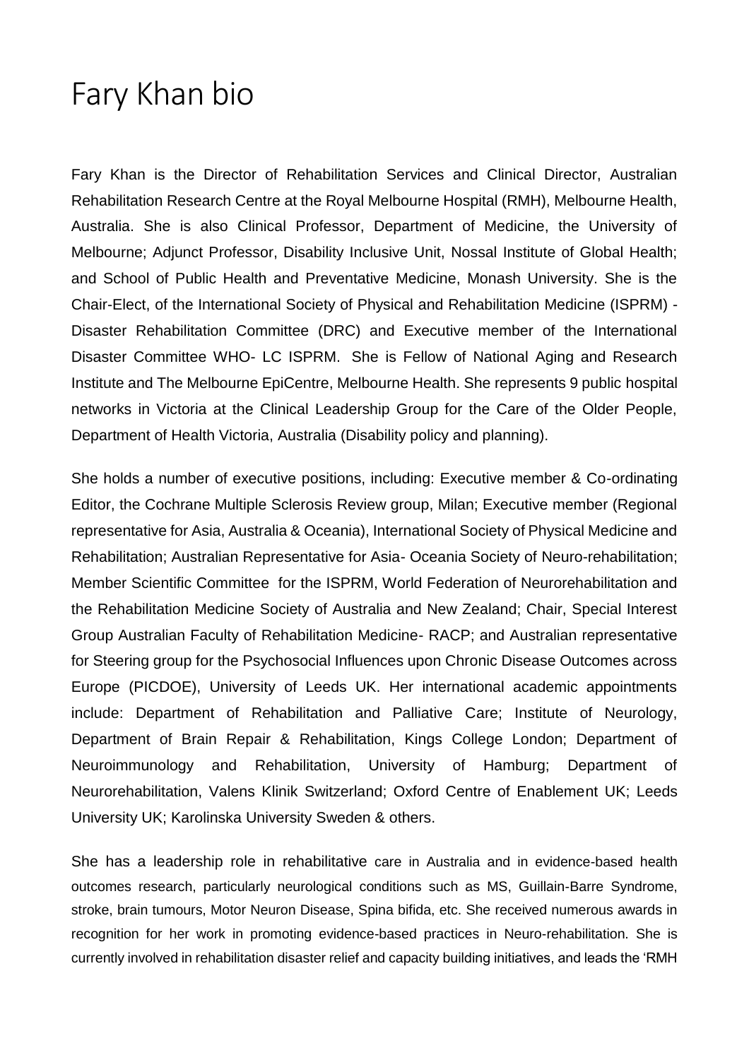# Fary Khan bio

Fary Khan is the Director of Rehabilitation Services and Clinical Director, Australian Rehabilitation Research Centre at the Royal Melbourne Hospital (RMH), Melbourne Health, Australia. She is also Clinical Professor, Department of Medicine, the University of Melbourne; Adjunct Professor, Disability Inclusive Unit, Nossal Institute of Global Health; and School of Public Health and Preventative Medicine, Monash University. She is the Chair-Elect, of the International Society of Physical and Rehabilitation Medicine (ISPRM) - Disaster Rehabilitation Committee (DRC) and Executive member of the International Disaster Committee WHO- LC ISPRM. She is Fellow of National Aging and Research Institute and The Melbourne EpiCentre, Melbourne Health. She represents 9 public hospital networks in Victoria at the Clinical Leadership Group for the Care of the Older People, Department of Health Victoria, Australia (Disability policy and planning).

She holds a number of executive positions, including: Executive member & Co-ordinating Editor, the Cochrane Multiple Sclerosis Review group, Milan; Executive member (Regional representative for Asia, Australia & Oceania), International Society of Physical Medicine and Rehabilitation; Australian Representative for Asia- Oceania Society of Neuro-rehabilitation; Member Scientific Committee for the ISPRM, World Federation of Neurorehabilitation and the Rehabilitation Medicine Society of Australia and New Zealand; Chair, Special Interest Group Australian Faculty of Rehabilitation Medicine- RACP; and Australian representative for Steering group for the Psychosocial Influences upon Chronic Disease Outcomes across Europe (PICDOE), University of Leeds UK. Her international academic appointments include: Department of Rehabilitation and Palliative Care; Institute of Neurology, Department of Brain Repair & Rehabilitation, Kings College London; Department of Neuroimmunology and Rehabilitation, University of Hamburg; Department of Neurorehabilitation, Valens Klinik Switzerland; Oxford Centre of Enablement UK; Leeds University UK; Karolinska University Sweden & others.

She has a leadership role in rehabilitative care in Australia and in evidence-based health outcomes research, particularly neurological conditions such as MS, Guillain-Barre Syndrome, stroke, brain tumours, Motor Neuron Disease, Spina bifida, etc. She received numerous awards in recognition for her work in promoting evidence-based practices in Neuro-rehabilitation. She is currently involved in rehabilitation disaster relief and capacity building initiatives, and leads the 'RMH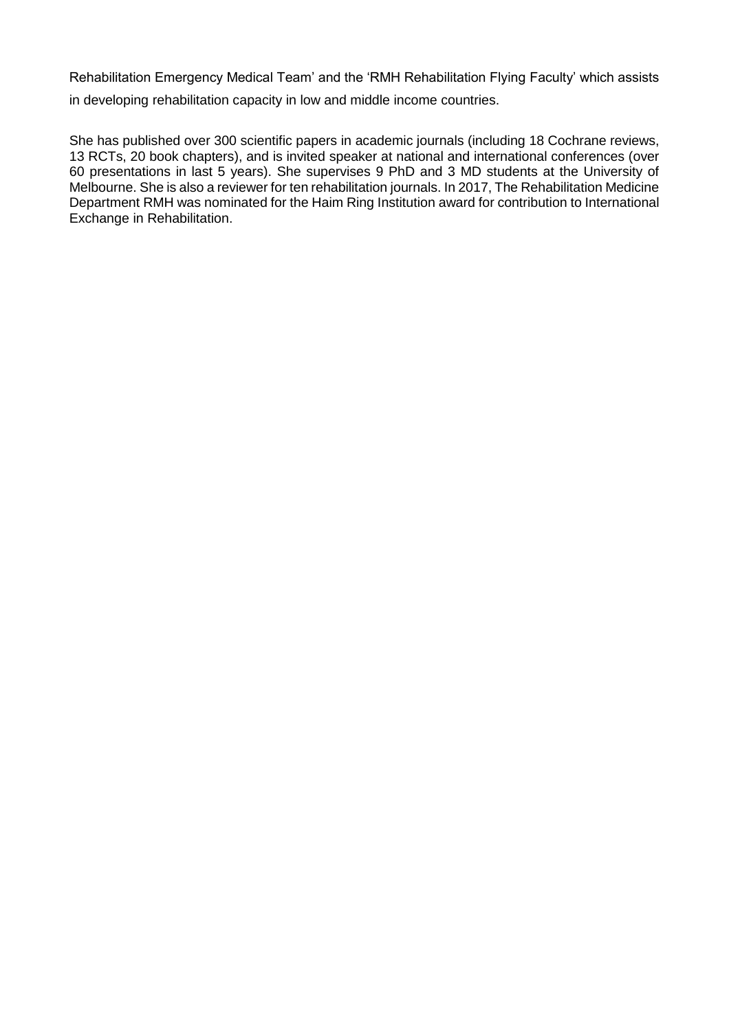Rehabilitation Emergency Medical Team' and the 'RMH Rehabilitation Flying Faculty' which assists in developing rehabilitation capacity in low and middle income countries.

She has published over 300 scientific papers in academic journals (including 18 Cochrane reviews, 13 RCTs, 20 book chapters), and is invited speaker at national and international conferences (over 60 presentations in last 5 years). She supervises 9 PhD and 3 MD students at the University of Melbourne. She is also a reviewer for ten rehabilitation journals. In 2017, The Rehabilitation Medicine Department RMH was nominated for the Haim Ring Institution award for contribution to International Exchange in Rehabilitation.